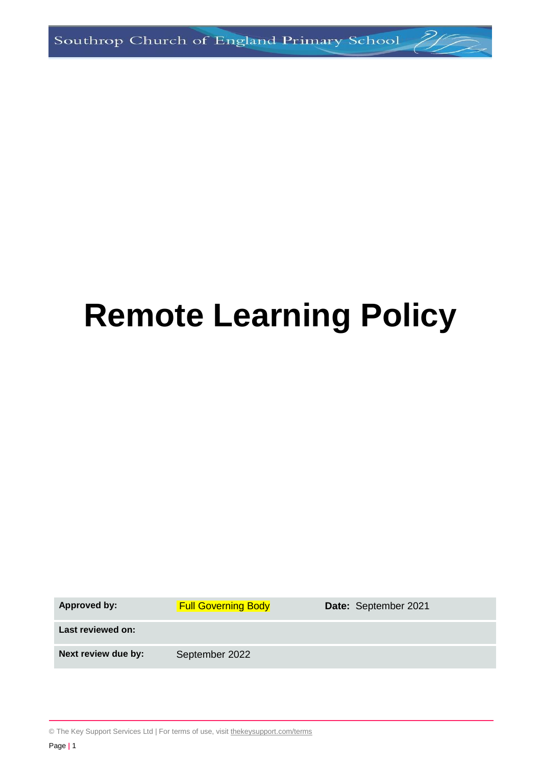# Remote Learning Policy

| **Approved by:** | Full Governing Body | **Date:** September 2021 |
| --- | --- | --- |
| **Last reviewed on:** | | |
| **Next review due by:** | September 2022 | |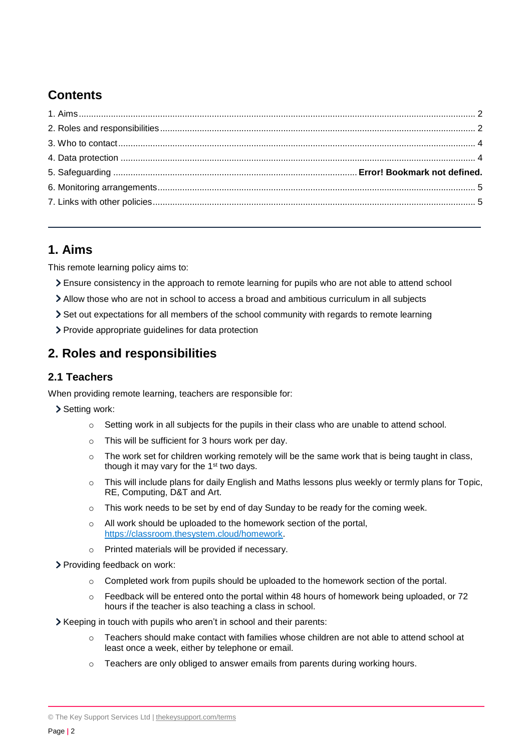## Contents

1. Aims ........ 2
2. Roles and responsibilities ........ 2
3. Who to contact ........ 4
4. Data protection ........ 4
5. Safeguarding ........ **Error! Bookmark not defined.**
6. Monitoring arrangements ........ 5
7. Links with other policies ........ 5

---

## 1. Aims

This remote learning policy aims to:

- Ensure consistency in the approach to remote learning for pupils who are not able to attend school
- Allow those who are not in school to access a broad and ambitious curriculum in all subjects
- Set out expectations for all members of the school community with regards to remote learning
- Provide appropriate guidelines for data protection

## 2. Roles and responsibilities

### 2.1 Teachers

When providing remote learning, teachers are responsible for:

- Setting work:
    - Setting work in all subjects for the pupils in their class who are unable to attend school.
    - This will be sufficient for 3 hours work per day.
    - The work set for children working remotely will be the same work that is being taught in class, though it may vary for the 1st two days.
    - This will include plans for daily English and Maths lessons plus weekly or termly plans for Topic, RE, Computing, D&T and Art.
    - This work needs to be set by end of day Sunday to be ready for the coming week.
    - All work should be uploaded to the homework section of the portal, https://classroom.thesystem.cloud/homework.
    - Printed materials will be provided if necessary.
- Providing feedback on work:
    - Completed work from pupils should be uploaded to the homework section of the portal.
    - Feedback will be entered onto the portal within 48 hours of homework being uploaded, or 72 hours if the teacher is also teaching a class in school.
- Keeping in touch with pupils who aren't in school and their parents:
    - Teachers should make contact with families whose children are not able to attend school at least once a week, either by telephone or email.
    - Teachers are only obliged to answer emails from parents during working hours.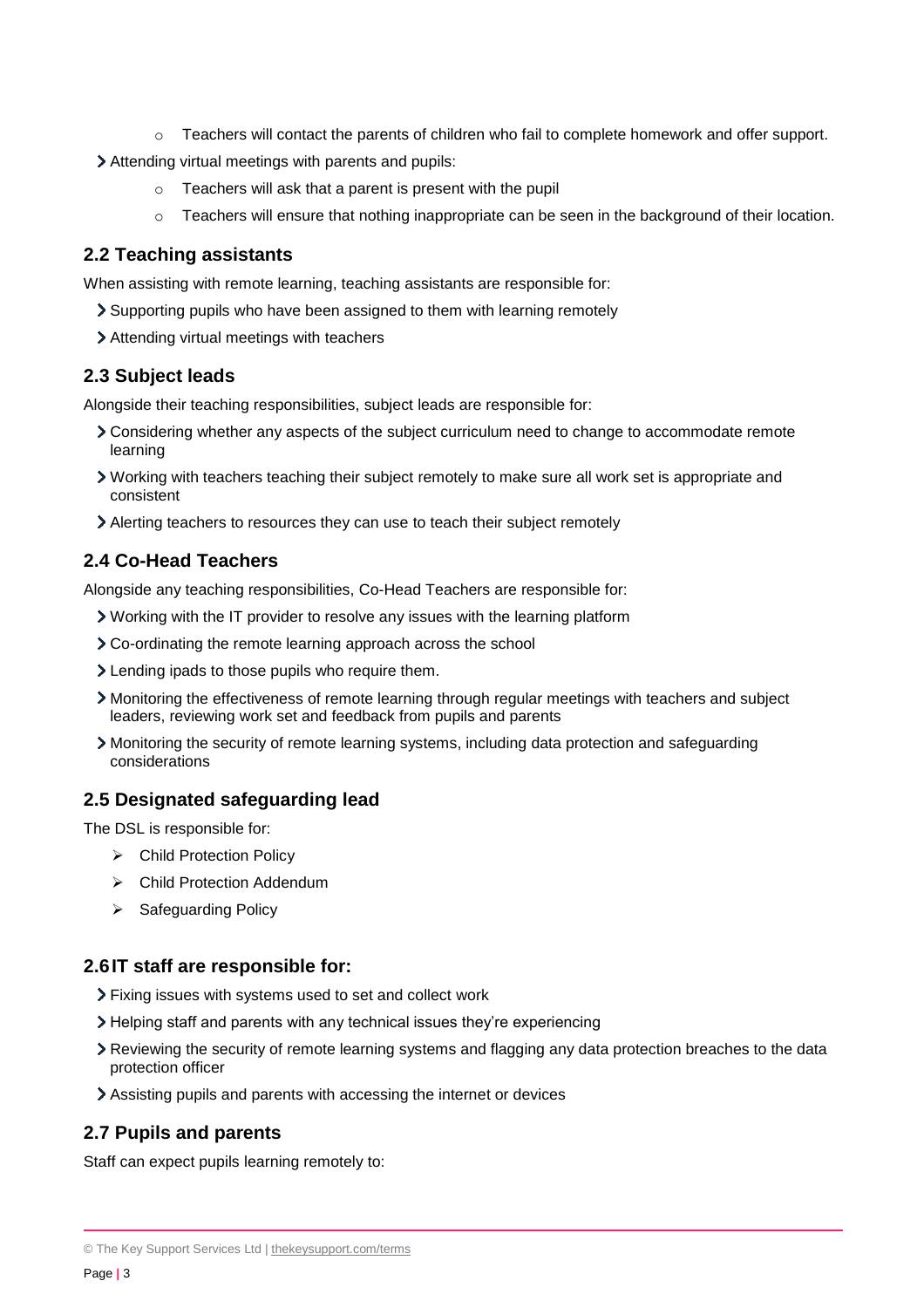- Teachers will contact the parents of children who fail to complete homework and offer support.
- Attending virtual meetings with parents and pupils:
    - Teachers will ask that a parent is present with the pupil
    - Teachers will ensure that nothing inappropriate can be seen in the background of their location.

## 2.2 Teaching assistants

When assisting with remote learning, teaching assistants are responsible for:

- Supporting pupils who have been assigned to them with learning remotely
- Attending virtual meetings with teachers

## 2.3 Subject leads

Alongside their teaching responsibilities, subject leads are responsible for:

- Considering whether any aspects of the subject curriculum need to change to accommodate remote learning
- Working with teachers teaching their subject remotely to make sure all work set is appropriate and consistent
- Alerting teachers to resources they can use to teach their subject remotely

## 2.4 Co-Head Teachers

Alongside any teaching responsibilities, Co-Head Teachers are responsible for:

- Working with the IT provider to resolve any issues with the learning platform
- Co-ordinating the remote learning approach across the school
- Lending ipads to those pupils who require them.
- Monitoring the effectiveness of remote learning through regular meetings with teachers and subject leaders, reviewing work set and feedback from pupils and parents
- Monitoring the security of remote learning systems, including data protection and safeguarding considerations

## 2.5 Designated safeguarding lead

The DSL is responsible for:

- Child Protection Policy
- Child Protection Addendum
- Safeguarding Policy

## 2.6 IT staff are responsible for:

- Fixing issues with systems used to set and collect work
- Helping staff and parents with any technical issues they're experiencing
- Reviewing the security of remote learning systems and flagging any data protection breaches to the data protection officer
- Assisting pupils and parents with accessing the internet or devices

## 2.7 Pupils and parents

Staff can expect pupils learning remotely to: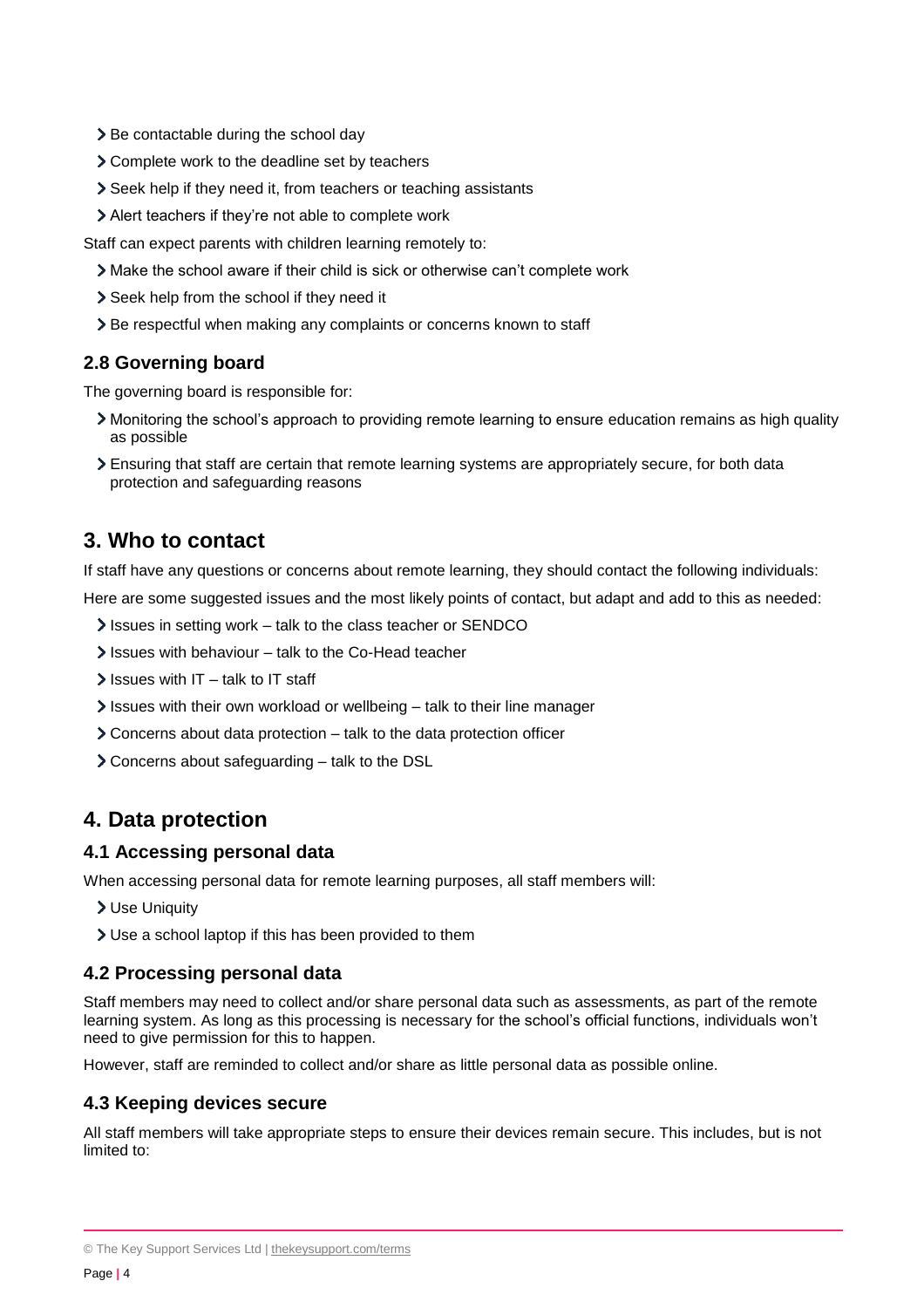- Be contactable during the school day
- Complete work to the deadline set by teachers
- Seek help if they need it, from teachers or teaching assistants
- Alert teachers if they're not able to complete work

Staff can expect parents with children learning remotely to:

- Make the school aware if their child is sick or otherwise can't complete work
- Seek help from the school if they need it
- Be respectful when making any complaints or concerns known to staff

### 2.8 Governing board

The governing board is responsible for:

- Monitoring the school's approach to providing remote learning to ensure education remains as high quality as possible
- Ensuring that staff are certain that remote learning systems are appropriately secure, for both data protection and safeguarding reasons

## 3. Who to contact

If staff have any questions or concerns about remote learning, they should contact the following individuals:

Here are some suggested issues and the most likely points of contact, but adapt and add to this as needed:

- Issues in setting work – talk to the class teacher or SENDCO
- Issues with behaviour – talk to the Co-Head teacher
- Issues with IT – talk to IT staff
- Issues with their own workload or wellbeing – talk to their line manager
- Concerns about data protection – talk to the data protection officer
- Concerns about safeguarding – talk to the DSL

## 4. Data protection

### 4.1 Accessing personal data

When accessing personal data for remote learning purposes, all staff members will:

- Use Uniquity
- Use a school laptop if this has been provided to them

### 4.2 Processing personal data

Staff members may need to collect and/or share personal data such as assessments, as part of the remote learning system. As long as this processing is necessary for the school's official functions, individuals won't need to give permission for this to happen.

However, staff are reminded to collect and/or share as little personal data as possible online.

### 4.3 Keeping devices secure

All staff members will take appropriate steps to ensure their devices remain secure. This includes, but is not limited to: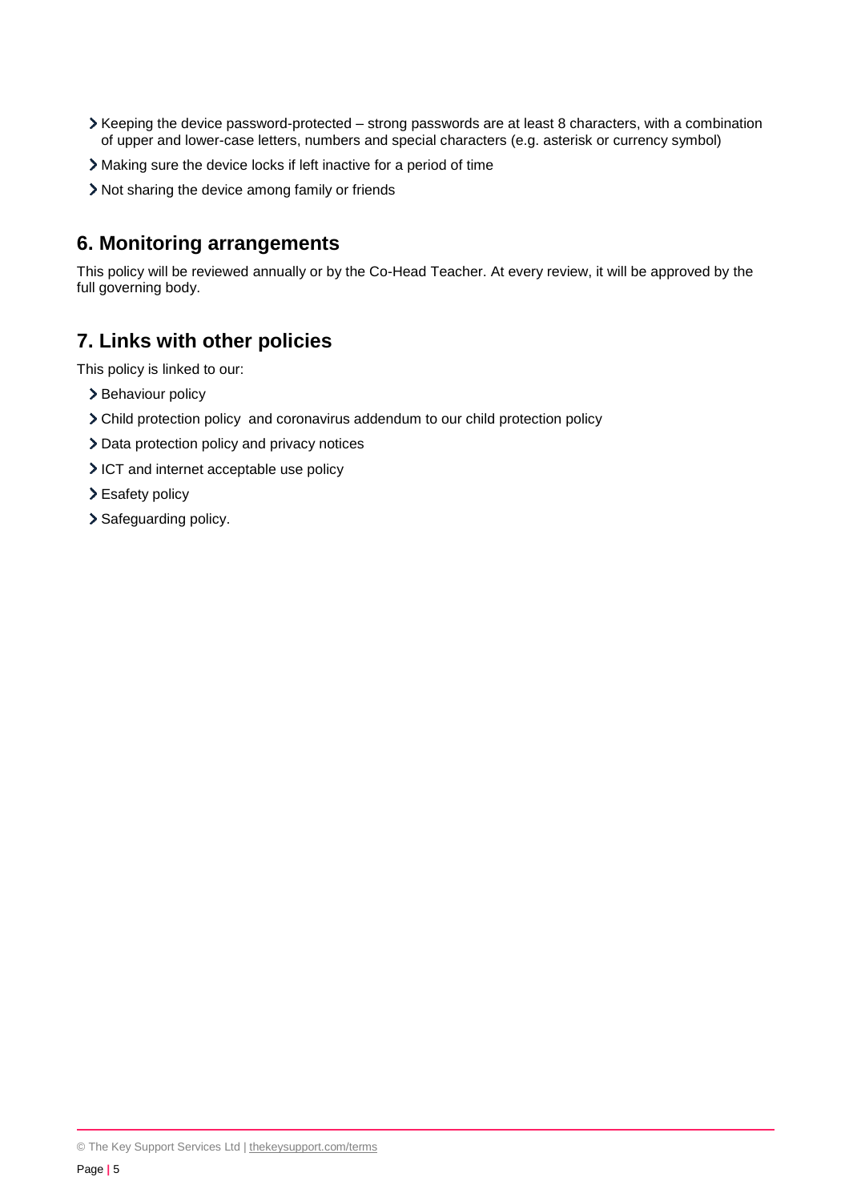- Keeping the device password-protected – strong passwords are at least 8 characters, with a combination of upper and lower-case letters, numbers and special characters (e.g. asterisk or currency symbol)
- Making sure the device locks if left inactive for a period of time
- Not sharing the device among family or friends

## 6. Monitoring arrangements

This policy will be reviewed annually or by the Co-Head Teacher. At every review, it will be approved by the full governing body.

## 7. Links with other policies

This policy is linked to our:

- Behaviour policy
- Child protection policy  and coronavirus addendum to our child protection policy
- Data protection policy and privacy notices
- ICT and internet acceptable use policy
- Esafety policy
- Safeguarding policy.

© The Key Support Services Ltd | thekeysupport.com/terms